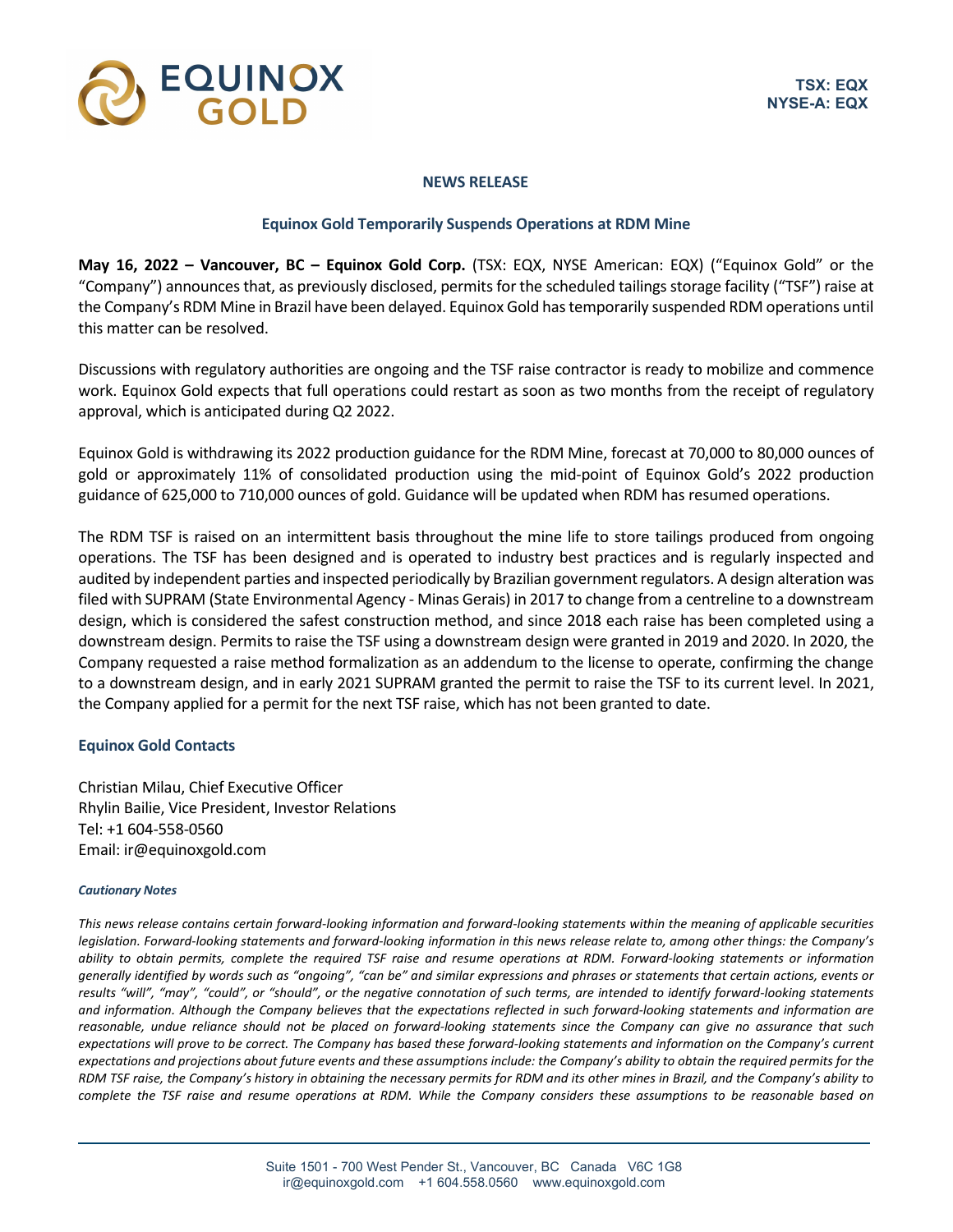TSX: EQX
NYSE-A: EQX

**NEWS RELEASE**

## Equinox Gold Temporarily Suspends Operations at RDM Mine

**May 16, 2022 – Vancouver, BC – Equinox Gold Corp.** (TSX: EQX, NYSE American: EQX) ("Equinox Gold" or the "Company") announces that, as previously disclosed, permits for the scheduled tailings storage facility ("TSF") raise at the Company's RDM Mine in Brazil have been delayed. Equinox Gold has temporarily suspended RDM operations until this matter can be resolved.

Discussions with regulatory authorities are ongoing and the TSF raise contractor is ready to mobilize and commence work. Equinox Gold expects that full operations could restart as soon as two months from the receipt of regulatory approval, which is anticipated during Q2 2022.

Equinox Gold is withdrawing its 2022 production guidance for the RDM Mine, forecast at 70,000 to 80,000 ounces of gold or approximately 11% of consolidated production using the mid-point of Equinox Gold's 2022 production guidance of 625,000 to 710,000 ounces of gold. Guidance will be updated when RDM has resumed operations.

The RDM TSF is raised on an intermittent basis throughout the mine life to store tailings produced from ongoing operations. The TSF has been designed and is operated to industry best practices and is regularly inspected and audited by independent parties and inspected periodically by Brazilian government regulators. A design alteration was filed with SUPRAM (State Environmental Agency - Minas Gerais) in 2017 to change from a centreline to a downstream design, which is considered the safest construction method, and since 2018 each raise has been completed using a downstream design. Permits to raise the TSF using a downstream design were granted in 2019 and 2020. In 2020, the Company requested a raise method formalization as an addendum to the license to operate, confirming the change to a downstream design, and in early 2021 SUPRAM granted the permit to raise the TSF to its current level. In 2021, the Company applied for a permit for the next TSF raise, which has not been granted to date.

### Equinox Gold Contacts

Christian Milau, Chief Executive Officer
Rhylin Bailie, Vice President, Investor Relations
Tel: +1 604-558-0560
Email: ir@equinoxgold.com

***Cautionary Notes***

*This news release contains certain forward-looking information and forward-looking statements within the meaning of applicable securities legislation. Forward-looking statements and forward-looking information in this news release relate to, among other things: the Company's ability to obtain permits, complete the required TSF raise and resume operations at RDM. Forward-looking statements or information generally identified by words such as "ongoing", "can be" and similar expressions and phrases or statements that certain actions, events or results "will", "may", "could", or "should", or the negative connotation of such terms, are intended to identify forward-looking statements and information. Although the Company believes that the expectations reflected in such forward-looking statements and information are reasonable, undue reliance should not be placed on forward-looking statements since the Company can give no assurance that such expectations will prove to be correct. The Company has based these forward-looking statements and information on the Company's current expectations and projections about future events and these assumptions include: the Company's ability to obtain the required permits for the RDM TSF raise, the Company's history in obtaining the necessary permits for RDM and its other mines in Brazil, and the Company's ability to complete the TSF raise and resume operations at RDM. While the Company considers these assumptions to be reasonable based on*

Suite 1501 - 700 West Pender St., Vancouver, BC Canada V6C 1G8
ir@equinoxgold.com +1 604.558.0560 www.equinoxgold.com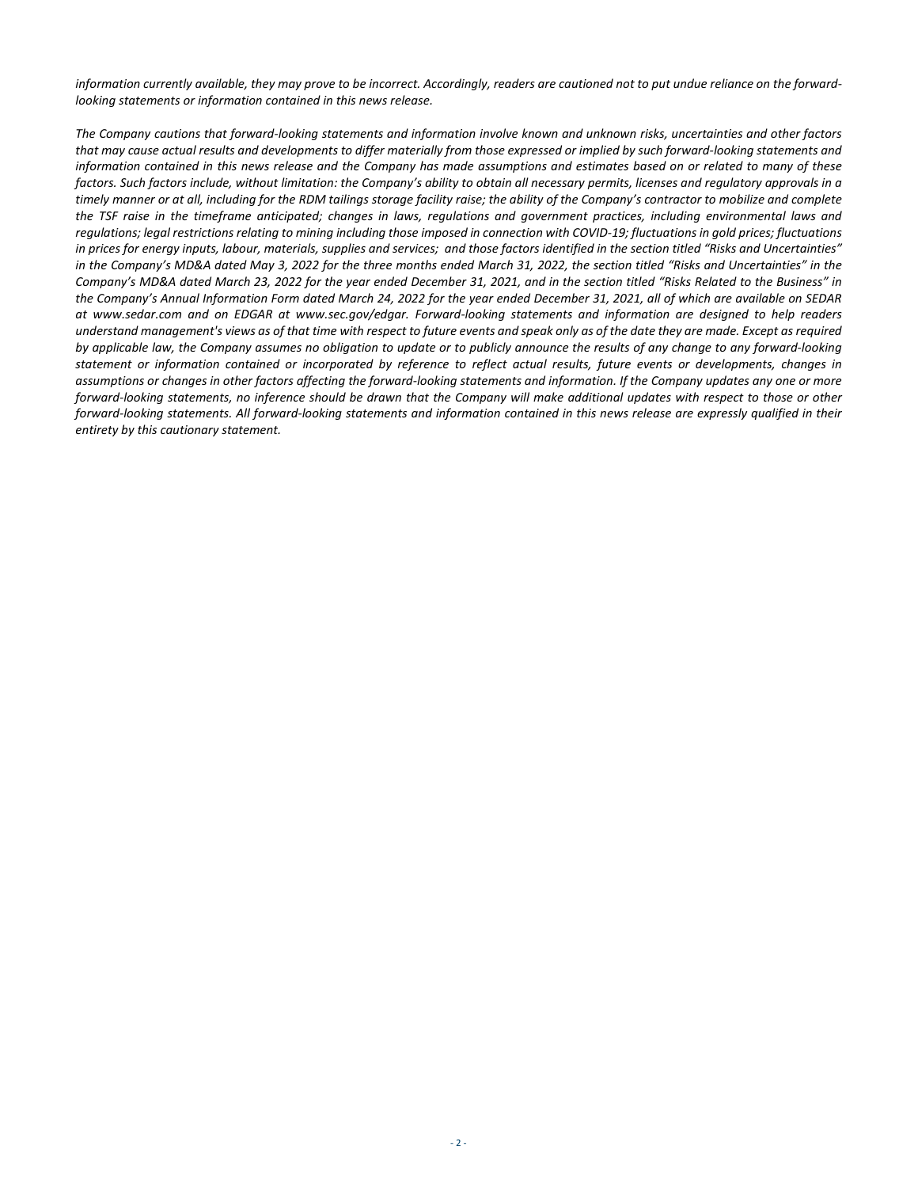*information currently available, they may prove to be incorrect. Accordingly, readers are cautioned not to put undue reliance on the forward-looking statements or information contained in this news release.*

*The Company cautions that forward-looking statements and information involve known and unknown risks, uncertainties and other factors that may cause actual results and developments to differ materially from those expressed or implied by such forward-looking statements and information contained in this news release and the Company has made assumptions and estimates based on or related to many of these factors. Such factors include, without limitation: the Company's ability to obtain all necessary permits, licenses and regulatory approvals in a timely manner or at all, including for the RDM tailings storage facility raise; the ability of the Company's contractor to mobilize and complete the TSF raise in the timeframe anticipated; changes in laws, regulations and government practices, including environmental laws and regulations; legal restrictions relating to mining including those imposed in connection with COVID-19; fluctuations in gold prices; fluctuations in prices for energy inputs, labour, materials, supplies and services; and those factors identified in the section titled "Risks and Uncertainties" in the Company's MD&A dated May 3, 2022 for the three months ended March 31, 2022, the section titled "Risks and Uncertainties" in the Company's MD&A dated March 23, 2022 for the year ended December 31, 2021, and in the section titled "Risks Related to the Business" in the Company's Annual Information Form dated March 24, 2022 for the year ended December 31, 2021, all of which are available on SEDAR at www.sedar.com and on EDGAR at www.sec.gov/edgar. Forward-looking statements and information are designed to help readers understand management's views as of that time with respect to future events and speak only as of the date they are made. Except as required by applicable law, the Company assumes no obligation to update or to publicly announce the results of any change to any forward-looking statement or information contained or incorporated by reference to reflect actual results, future events or developments, changes in assumptions or changes in other factors affecting the forward-looking statements and information. If the Company updates any one or more forward-looking statements, no inference should be drawn that the Company will make additional updates with respect to those or other forward-looking statements. All forward-looking statements and information contained in this news release are expressly qualified in their entirety by this cautionary statement.*